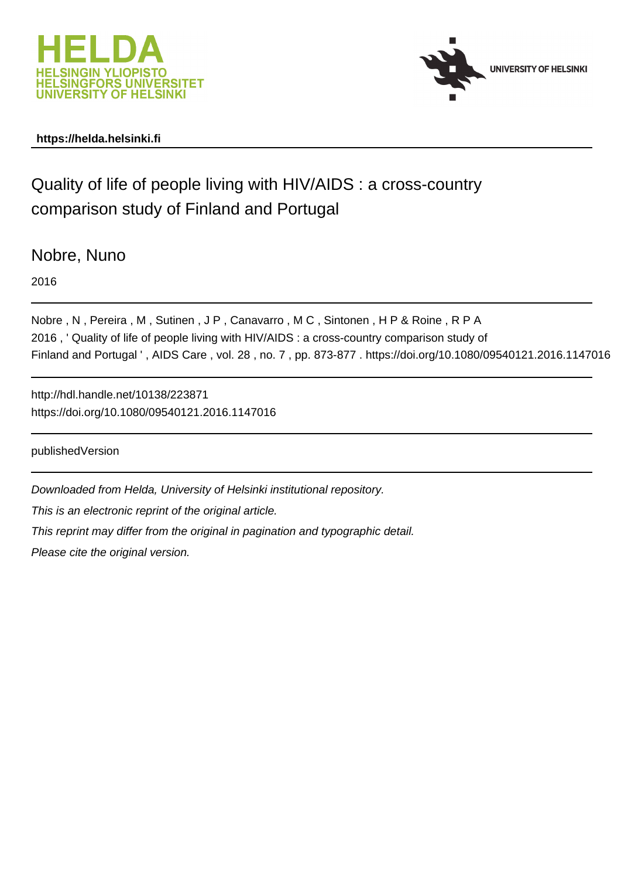HELDA
HELSINGIN YLIOPISTO
HELSINGFORS UNIVERSITET
UNIVERSITY OF HELSINKI

UNIVERSITY OF HELSINKI

**https://helda.helsinki.fi**

# Quality of life of people living with HIV/AIDS : a cross-country comparison study of Finland and Portugal

Nobre, Nuno

2016

Nobre , N , Pereira , M , Sutinen , J P , Canavarro , M C , Sintonen , H P & Roine , R P A 2016 , ' Quality of life of people living with HIV/AIDS : a cross-country comparison study of Finland and Portugal ' , AIDS Care , vol. 28 , no. 7 , pp. 873-877 . https://doi.org/10.1080/09540121.2016.1147016

http://hdl.handle.net/10138/223871
https://doi.org/10.1080/09540121.2016.1147016

publishedVersion

*Downloaded from Helda, University of Helsinki institutional repository.*

*This is an electronic reprint of the original article.*

*This reprint may differ from the original in pagination and typographic detail.*

*Please cite the original version.*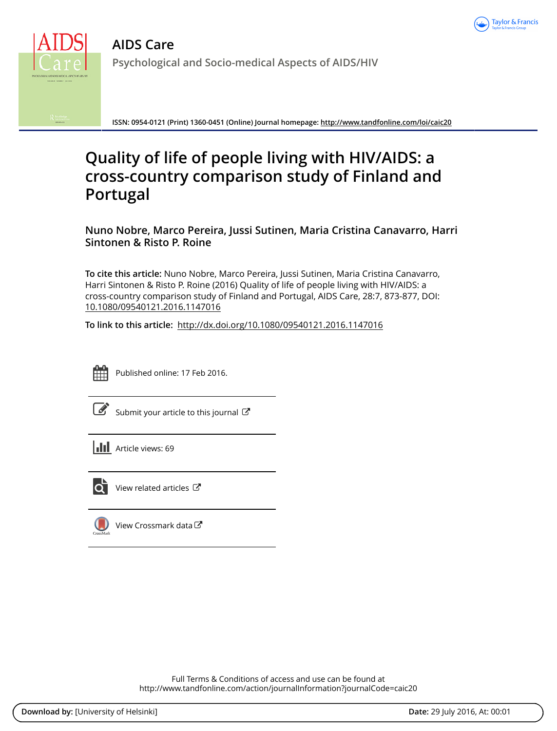# AIDS Care

Psychological and Socio-medical Aspects of AIDS/HIV

**ISSN:** 0954-0121 (Print) 1360-0451 (Online) Journal homepage: http://www.tandfonline.com/loi/caic20

# Quality of life of people living with HIV/AIDS: a cross-country comparison study of Finland and Portugal

**Nuno Nobre, Marco Pereira, Jussi Sutinen, Maria Cristina Canavarro, Harri Sintonen & Risto P. Roine**

**To cite this article:** Nuno Nobre, Marco Pereira, Jussi Sutinen, Maria Cristina Canavarro, Harri Sintonen & Risto P. Roine (2016) Quality of life of people living with HIV/AIDS: a cross-country comparison study of Finland and Portugal, AIDS Care, 28:7, 873-877, DOI: 10.1080/09540121.2016.1147016

**To link to this article:** http://dx.doi.org/10.1080/09540121.2016.1147016

Published online: 17 Feb 2016.

Submit your article to this journal

Article views: 69

View related articles

View Crossmark data

Full Terms & Conditions of access and use can be found at
http://www.tandfonline.com/action/journalInformation?journalCode=caic20

**Download by:** [University of Helsinki] **Date:** 29 July 2016, At: 00:01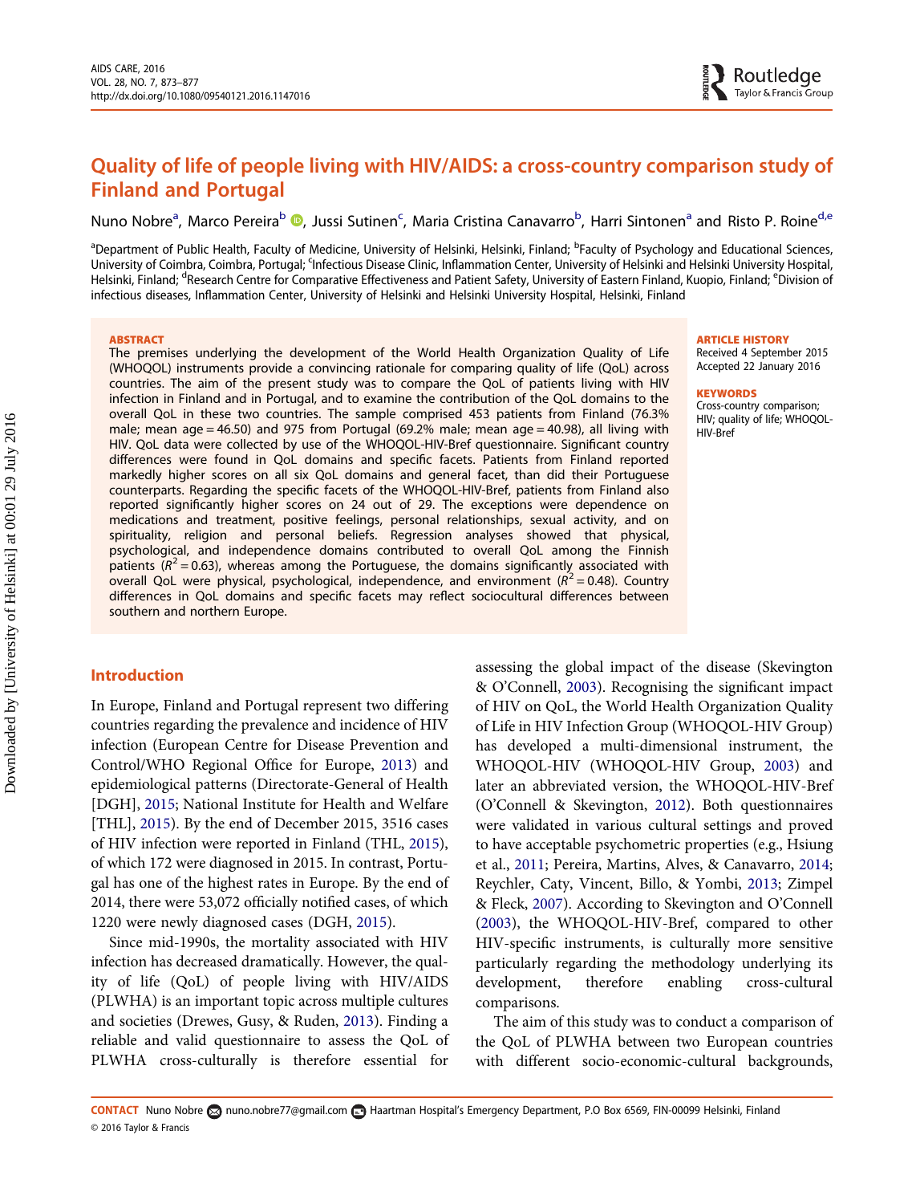# Quality of life of people living with HIV/AIDS: a cross-country comparison study of Finland and Portugal

Nuno Nobre[a], Marco Pereira[b], Jussi Sutinen[c], Maria Cristina Canavarro[b], Harri Sintonen[a] and Risto P. Roine[d,e]

[a]Department of Public Health, Faculty of Medicine, University of Helsinki, Helsinki, Finland; [b]Faculty of Psychology and Educational Sciences, University of Coimbra, Coimbra, Portugal; [c]Infectious Disease Clinic, Inflammation Center, University of Helsinki and Helsinki University Hospital, Helsinki, Finland; [d]Research Centre for Comparative Effectiveness and Patient Safety, University of Eastern Finland, Kuopio, Finland; [e]Division of infectious diseases, Inflammation Center, University of Helsinki and Helsinki University Hospital, Helsinki, Finland

## ABSTRACT

The premises underlying the development of the World Health Organization Quality of Life (WHOQOL) instruments provide a convincing rationale for comparing quality of life (QoL) across countries. The aim of the present study was to compare the QoL of patients living with HIV infection in Finland and in Portugal, and to examine the contribution of the QoL domains to the overall QoL in these two countries. The sample comprised 453 patients from Finland (76.3% male; mean age = 46.50) and 975 from Portugal (69.2% male; mean age = 40.98), all living with HIV. QoL data were collected by use of the WHOQOL-HIV-Bref questionnaire. Significant country differences were found in QoL domains and specific facets. Patients from Finland reported markedly higher scores on all six QoL domains and general facet, than did their Portuguese counterparts. Regarding the specific facets of the WHOQOL-HIV-Bref, patients from Finland also reported significantly higher scores on 24 out of 29. The exceptions were dependence on medications and treatment, positive feelings, personal relationships, sexual activity, and on spirituality, religion and personal beliefs. Regression analyses showed that physical, psychological, and independence domains contributed to overall QoL among the Finnish patients ($R^2 = 0.63$), whereas among the Portuguese, the domains significantly associated with overall QoL were physical, psychological, independence, and environment ($R^2 = 0.48$). Country differences in QoL domains and specific facets may reflect sociocultural differences between southern and northern Europe.

**ARTICLE HISTORY**
Received 4 September 2015
Accepted 22 January 2016

**KEYWORDS**
Cross-country comparison; HIV; quality of life; WHOQOL-HIV-Bref

## Introduction

In Europe, Finland and Portugal represent two differing countries regarding the prevalence and incidence of HIV infection (European Centre for Disease Prevention and Control/WHO Regional Office for Europe, 2013) and epidemiological patterns (Directorate-General of Health [DGH], 2015; National Institute for Health and Welfare [THL], 2015). By the end of December 2015, 3516 cases of HIV infection were reported in Finland (THL, 2015), of which 172 were diagnosed in 2015. In contrast, Portugal has one of the highest rates in Europe. By the end of 2014, there were 53,072 officially notified cases, of which 1220 were newly diagnosed cases (DGH, 2015).

Since mid-1990s, the mortality associated with HIV infection has decreased dramatically. However, the quality of life (QoL) of people living with HIV/AIDS (PLWHA) is an important topic across multiple cultures and societies (Drewes, Gusy, & Ruden, 2013). Finding a reliable and valid questionnaire to assess the QoL of PLWHA cross-culturally is therefore essential for assessing the global impact of the disease (Skevington & O'Connell, 2003). Recognising the significant impact of HIV on QoL, the World Health Organization Quality of Life in HIV Infection Group (WHOQOL-HIV Group) has developed a multi-dimensional instrument, the WHOQOL-HIV (WHOQOL-HIV Group, 2003) and later an abbreviated version, the WHOQOL-HIV-Bref (O'Connell & Skevington, 2012). Both questionnaires were validated in various cultural settings and proved to have acceptable psychometric properties (e.g., Hsiung et al., 2011; Pereira, Martins, Alves, & Canavarro, 2014; Reychler, Caty, Vincent, Billo, & Yombi, 2013; Zimpel & Fleck, 2007). According to Skevington and O'Connell (2003), the WHOQOL-HIV-Bref, compared to other HIV-specific instruments, is culturally more sensitive particularly regarding the methodology underlying its development, therefore enabling cross-cultural comparisons.

The aim of this study was to conduct a comparison of the QoL of PLWHA between two European countries with different socio-economic-cultural backgrounds,

**CONTACT** Nuno Nobre nuno.nobre77@gmail.com Haartman Hospital's Emergency Department, P.O Box 6569, FIN-00099 Helsinki, Finland
© 2016 Taylor & Francis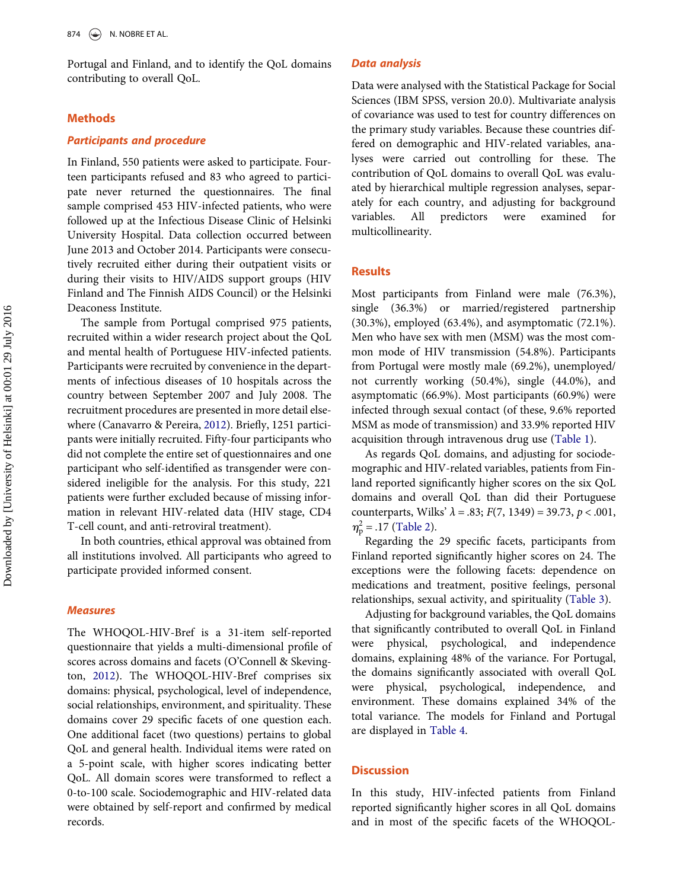Portugal and Finland, and to identify the QoL domains contributing to overall QoL.

## Methods

### Participants and procedure

In Finland, 550 patients were asked to participate. Fourteen participants refused and 83 who agreed to participate never returned the questionnaires. The final sample comprised 453 HIV-infected patients, who were followed up at the Infectious Disease Clinic of Helsinki University Hospital. Data collection occurred between June 2013 and October 2014. Participants were consecutively recruited either during their outpatient visits or during their visits to HIV/AIDS support groups (HIV Finland and The Finnish AIDS Council) or the Helsinki Deaconess Institute.

The sample from Portugal comprised 975 patients, recruited within a wider research project about the QoL and mental health of Portuguese HIV-infected patients. Participants were recruited by convenience in the departments of infectious diseases of 10 hospitals across the country between September 2007 and July 2008. The recruitment procedures are presented in more detail elsewhere (Canavarro & Pereira, 2012). Briefly, 1251 participants were initially recruited. Fifty-four participants who did not complete the entire set of questionnaires and one participant who self-identified as transgender were considered ineligible for the analysis. For this study, 221 patients were further excluded because of missing information in relevant HIV-related data (HIV stage, CD4 T-cell count, and anti-retroviral treatment).

In both countries, ethical approval was obtained from all institutions involved. All participants who agreed to participate provided informed consent.

### Measures

The WHOQOL-HIV-Bref is a 31-item self-reported questionnaire that yields a multi-dimensional profile of scores across domains and facets (O'Connell & Skevington, 2012). The WHOQOL-HIV-Bref comprises six domains: physical, psychological, level of independence, social relationships, environment, and spirituality. These domains cover 29 specific facets of one question each. One additional facet (two questions) pertains to global QoL and general health. Individual items were rated on a 5-point scale, with higher scores indicating better QoL. All domain scores were transformed to reflect a 0-to-100 scale. Sociodemographic and HIV-related data were obtained by self-report and confirmed by medical records.

### Data analysis

Data were analysed with the Statistical Package for Social Sciences (IBM SPSS, version 20.0). Multivariate analysis of covariance was used to test for country differences on the primary study variables. Because these countries differed on demographic and HIV-related variables, analyses were carried out controlling for these. The contribution of QoL domains to overall QoL was evaluated by hierarchical multiple regression analyses, separately for each country, and adjusting for background variables. All predictors were examined for multicollinearity.

## Results

Most participants from Finland were male (76.3%), single (36.3%) or married/registered partnership (30.3%), employed (63.4%), and asymptomatic (72.1%). Men who have sex with men (MSM) was the most common mode of HIV transmission (54.8%). Participants from Portugal were mostly male (69.2%), unemployed/not currently working (50.4%), single (44.0%), and asymptomatic (66.9%). Most participants (60.9%) were infected through sexual contact (of these, 9.6% reported MSM as mode of transmission) and 33.9% reported HIV acquisition through intravenous drug use (Table 1).

As regards QoL domains, and adjusting for sociodemographic and HIV-related variables, patients from Finland reported significantly higher scores on the six QoL domains and overall QoL than did their Portuguese counterparts, Wilks' $\lambda = .83$; $F(7, 1349) = 39.73$, $p < .001$, $\eta_p^2 = .17$ (Table 2).

Regarding the 29 specific facets, participants from Finland reported significantly higher scores on 24. The exceptions were the following facets: dependence on medications and treatment, positive feelings, personal relationships, sexual activity, and spirituality (Table 3).

Adjusting for background variables, the QoL domains that significantly contributed to overall QoL in Finland were physical, psychological, and independence domains, explaining 48% of the variance. For Portugal, the domains significantly associated with overall QoL were physical, psychological, independence, and environment. These domains explained 34% of the total variance. The models for Finland and Portugal are displayed in Table 4.

## Discussion

In this study, HIV-infected patients from Finland reported significantly higher scores in all QoL domains and in most of the specific facets of the WHOQOL-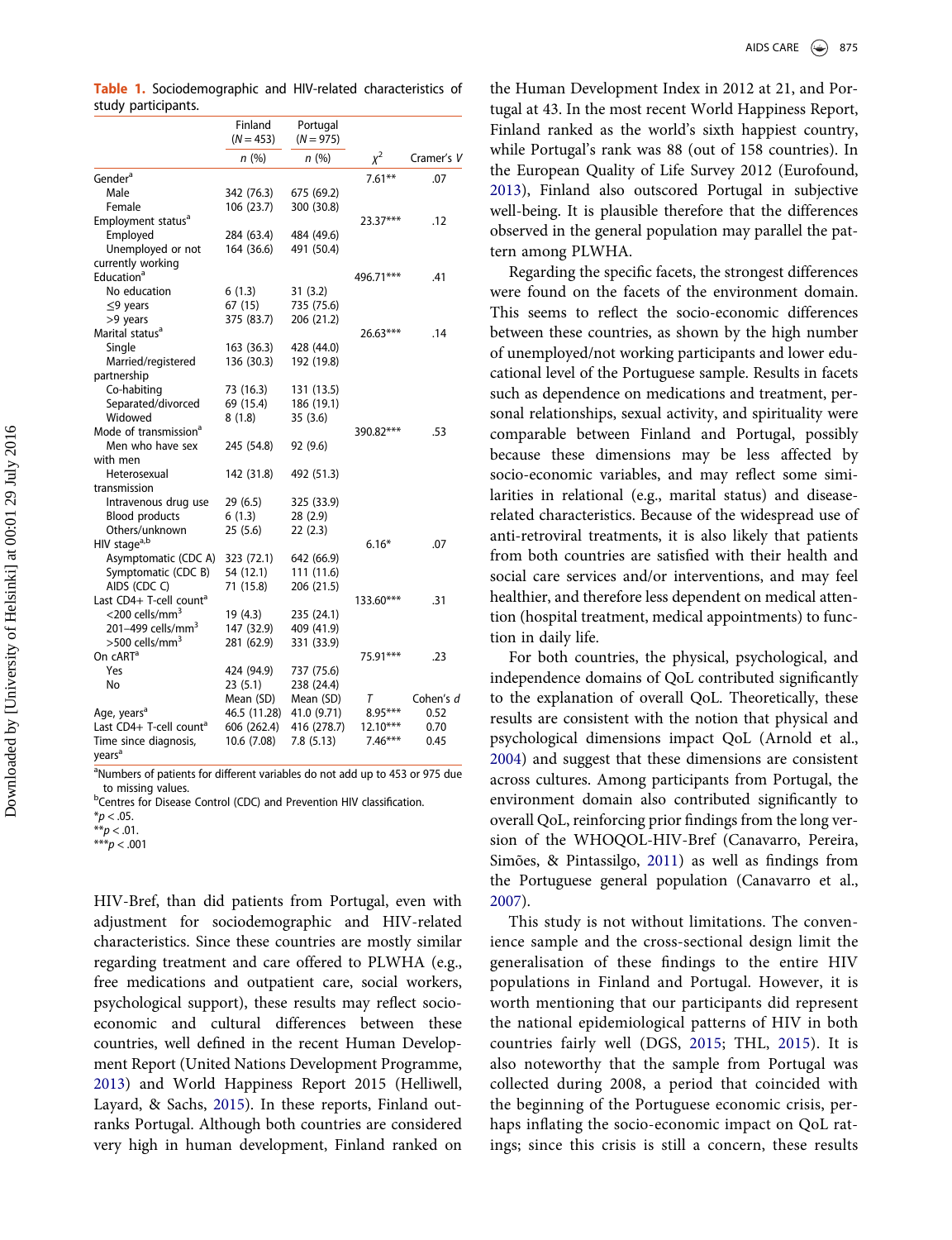**Table 1.** Sociodemographic and HIV-related characteristics of study participants.

| | Finland (N = 453) | Portugal (N = 975) | | |
|---|---|---|---|---|
| | n (%) | n (%) | $\chi^2$ | Cramer's V |
| Gender[a] | | | 7.61** | .07 |
| Male | 342 (76.3) | 675 (69.2) | | |
| Female | 106 (23.7) | 300 (30.8) | | |
| Employment status[a] | | | 23.37*** | .12 |
| Employed | 284 (63.4) | 484 (49.6) | | |
| Unemployed or not currently working | 164 (36.6) | 491 (50.4) | | |
| Education[a] | | | 496.71*** | .41 |
| No education | 6 (1.3) | 31 (3.2) | | |
| ≤9 years | 67 (15) | 735 (75.6) | | |
| >9 years | 375 (83.7) | 206 (21.2) | | |
| Marital status[a] | | | 26.63*** | .14 |
| Single | 163 (36.3) | 428 (44.0) | | |
| Married/registered partnership | 136 (30.3) | 192 (19.8) | | |
| Co-habiting | 73 (16.3) | 131 (13.5) | | |
| Separated/divorced | 69 (15.4) | 186 (19.1) | | |
| Widowed | 8 (1.8) | 35 (3.6) | | |
| Mode of transmission[a] | | | 390.82*** | .53 |
| Men who have sex with men | 245 (54.8) | 92 (9.6) | | |
| Heterosexual transmission | 142 (31.8) | 492 (51.3) | | |
| Intravenous drug use | 29 (6.5) | 325 (33.9) | | |
| Blood products | 6 (1.3) | 28 (2.9) | | |
| Others/unknown | 25 (5.6) | 22 (2.3) | | |
| HIV stage[a,b] | | | 6.16* | .07 |
| Asymptomatic (CDC A) | 323 (72.1) | 642 (66.9) | | |
| Symptomatic (CDC B) | 54 (12.1) | 111 (11.6) | | |
| AIDS (CDC C) | 71 (15.8) | 206 (21.5) | | |
| Last CD4+ T-cell count[a] | | | 133.60*** | .31 |
| <200 cells/mm$^3$ | 19 (4.3) | 235 (24.1) | | |
| 201–499 cells/mm$^3$ | 147 (32.9) | 409 (41.9) | | |
| >500 cells/mm$^3$ | 281 (62.9) | 331 (33.9) | | |
| On cART[a] | | | 75.91*** | .23 |
| Yes | 424 (94.9) | 737 (75.6) | | |
| No | 23 (5.1) | 238 (24.4) | | |
| | Mean (SD) | Mean (SD) | T | Cohen's d |
| Age, years[a] | 46.5 (11.28) | 41.0 (9.71) | 8.95*** | 0.52 |
| Last CD4+ T-cell count[a] | 606 (262.4) | 416 (278.7) | 12.10*** | 0.70 |
| Time since diagnosis, years[a] | 10.6 (7.08) | 7.8 (5.13) | 7.46*** | 0.45 |

[a]Numbers of patients for different variables do not add up to 453 or 975 due to missing values.
[b]Centres for Disease Control (CDC) and Prevention HIV classification.
*$p < .05$.
**$p < .01$.
***$p < .001$

HIV-Bref, than did patients from Portugal, even with adjustment for sociodemographic and HIV-related characteristics. Since these countries are mostly similar regarding treatment and care offered to PLWHA (e.g., free medications and outpatient care, social workers, psychological support), these results may reflect socio-economic and cultural differences between these countries, well defined in the recent Human Development Report (United Nations Development Programme, 2013) and World Happiness Report 2015 (Helliwell, Layard, & Sachs, 2015). In these reports, Finland outranks Portugal. Although both countries are considered very high in human development, Finland ranked on the Human Development Index in 2012 at 21, and Portugal at 43. In the most recent World Happiness Report, Finland ranked as the world's sixth happiest country, while Portugal's rank was 88 (out of 158 countries). In the European Quality of Life Survey 2012 (Eurofound, 2013), Finland also outscored Portugal in subjective well-being. It is plausible therefore that the differences observed in the general population may parallel the pattern among PLWHA.

Regarding the specific facets, the strongest differences were found on the facets of the environment domain. This seems to reflect the socio-economic differences between these countries, as shown by the high number of unemployed/not working participants and lower educational level of the Portuguese sample. Results in facets such as dependence on medications and treatment, personal relationships, sexual activity, and spirituality were comparable between Finland and Portugal, possibly because these dimensions may be less affected by socio-economic variables, and may reflect some similarities in relational (e.g., marital status) and disease-related characteristics. Because of the widespread use of anti-retroviral treatments, it is also likely that patients from both countries are satisfied with their health and social care services and/or interventions, and may feel healthier, and therefore less dependent on medical attention (hospital treatment, medical appointments) to function in daily life.

For both countries, the physical, psychological, and independence domains of QoL contributed significantly to the explanation of overall QoL. Theoretically, these results are consistent with the notion that physical and psychological dimensions impact QoL (Arnold et al., 2004) and suggest that these dimensions are consistent across cultures. Among participants from Portugal, the environment domain also contributed significantly to overall QoL, reinforcing prior findings from the long version of the WHOQOL-HIV-Bref (Canavarro, Pereira, Simões, & Pintassilgo, 2011) as well as findings from the Portuguese general population (Canavarro et al., 2007).

This study is not without limitations. The convenience sample and the cross-sectional design limit the generalisation of these findings to the entire HIV populations in Finland and Portugal. However, it is worth mentioning that our participants did represent the national epidemiological patterns of HIV in both countries fairly well (DGS, 2015; THL, 2015). It is also noteworthy that the sample from Portugal was collected during 2008, a period that coincided with the beginning of the Portuguese economic crisis, perhaps inflating the socio-economic impact on QoL ratings; since this crisis is still a concern, these results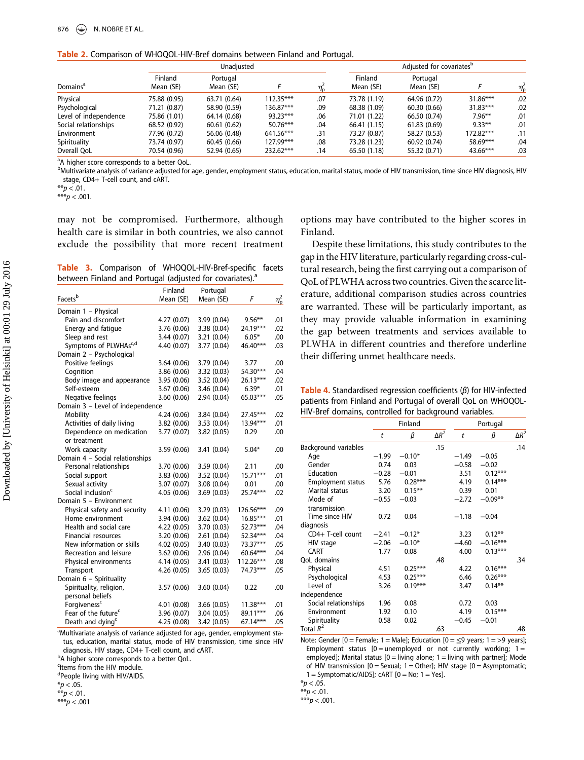**Table 2.** Comparison of WHOQOL-HIV-Bref domains between Finland and Portugal.

| | Unadjusted | | | | Adjusted for covariates[b] | | | |
|---|---|---|---|---|---|---|---|---|
| Domains[a] | Finland Mean (SE) | Portugal Mean (SE) | $F$ | $\eta_p^2$ | Finland Mean (SE) | Portugal Mean (SE) | $F$ | $\eta_p^2$ |
| Physical | 75.88 (0.95) | 63.71 (0.64) | 112.35*** | .07 | 73.78 (1.19) | 64.96 (0.72) | 31.86*** | .02 |
| Psychological | 71.21 (0.87) | 58.90 (0.59) | 136.87*** | .09 | 68.38 (1.09) | 60.30 (0.66) | 31.83*** | .02 |
| Level of independence | 75.86 (1.01) | 64.14 (0.68) | 93.23*** | .06 | 71.01 (1.22) | 66.50 (0.74) | 7.96** | .01 |
| Social relationships | 68.52 (0.92) | 60.61 (0.62) | 50.76*** | .04 | 66.41 (1.15) | 61.83 (0.69) | 9.33** | .01 |
| Environment | 77.96 (0.72) | 56.06 (0.48) | 641.56*** | .31 | 73.27 (0.87) | 58.27 (0.53) | 172.82*** | .11 |
| Spirituality | 73.74 (0.97) | 60.45 (0.66) | 127.99*** | .08 | 73.28 (1.23) | 60.92 (0.74) | 58.69*** | .04 |
| Overall QoL | 70.54 (0.96) | 52.94 (0.65) | 232.62*** | .14 | 65.50 (1.18) | 55.32 (0.71) | 43.66*** | .03 |

[a]A higher score corresponds to a better QoL.
[b]Multivariate analysis of variance adjusted for age, gender, employment status, education, marital status, mode of HIV transmission, time since HIV diagnosis, HIV stage, CD4+ T-cell count, and cART.
**$p < .01$.
***$p < .001$.

may not be compromised. Furthermore, although health care is similar in both countries, we also cannot exclude the possibility that more recent treatment options may have contributed to the higher scores in Finland.

Despite these limitations, this study contributes to the gap in the HIV literature, particularly regarding cross-cultural research, being the first carrying out a comparison of QoL of PLWHA across two countries. Given the scarce literature, additional comparison studies across countries are warranted. These will be particularly important, as they may provide valuable information in examining the gap between treatments and services available to PLWHA in different countries and therefore underline their differing unmet healthcare needs.

**Table 3.** Comparison of WHOQOL-HIV-Bref-specific facets between Finland and Portugal (adjusted for covariates).[a]

| Facets[b] | Finland Mean (SE) | Portugal Mean (SE) | $F$ | $\eta_p^2$ |
|---|---|---|---|---|
| Domain 1 – Physical | | | | |
| Pain and discomfort | 4.27 (0.07) | 3.99 (0.04) | 9.56** | .01 |
| Energy and fatigue | 3.76 (0.06) | 3.38 (0.04) | 24.19*** | .02 |
| Sleep and rest | 3.44 (0.07) | 3.21 (0.04) | 6.05* | .00 |
| Symptoms of PLWHAs[c,d] | 4.40 (0.07) | 3.77 (0.04) | 46.40*** | .03 |
| Domain 2 – Psychological | | | | |
| Positive feelings | 3.64 (0.06) | 3.79 (0.04) | 3.77 | .00 |
| Cognition | 3.86 (0.06) | 3.32 (0.03) | 54.30*** | .04 |
| Body image and appearance | 3.95 (0.06) | 3.52 (0.04) | 26.13*** | .02 |
| Self-esteem | 3.67 (0.06) | 3.46 (0.04) | 6.39* | .01 |
| Negative feelings | 3.60 (0.06) | 2.94 (0.04) | 65.03*** | .05 |
| Domain 3 – Level of independence | | | | |
| Mobility | 4.24 (0.06) | 3.84 (0.04) | 27.45*** | .02 |
| Activities of daily living | 3.82 (0.06) | 3.53 (0.04) | 13.94*** | .01 |
| Dependence on medication or treatment | 3.77 (0.07) | 3.82 (0.05) | 0.29 | .00 |
| Work capacity | 3.59 (0.06) | 3.41 (0.04) | 5.04* | .00 |
| Domain 4 – Social relationships | | | | |
| Personal relationships | 3.70 (0.06) | 3.59 (0.04) | 2.11 | .00 |
| Social support | 3.83 (0.06) | 3.52 (0.04) | 15.71*** | .01 |
| Sexual activity | 3.07 (0.07) | 3.08 (0.04) | 0.01 | .00 |
| Social inclusion[c] | 4.05 (0.06) | 3.69 (0.03) | 25.74*** | .02 |
| Domain 5 – Environment | | | | |
| Physical safety and security | 4.11 (0.06) | 3.29 (0.03) | 126.56*** | .09 |
| Home environment | 3.94 (0.06) | 3.62 (0.04) | 16.85*** | .01 |
| Health and social care | 4.22 (0.05) | 3.70 (0.03) | 52.73*** | .04 |
| Financial resources | 3.20 (0.06) | 2.61 (0.04) | 52.34*** | .04 |
| New information or skills | 4.02 (0.05) | 3.40 (0.03) | 73.37*** | .05 |
| Recreation and leisure | 3.62 (0.06) | 2.96 (0.04) | 60.64*** | .04 |
| Physical environments | 4.14 (0.05) | 3.41 (0.03) | 112.26*** | .08 |
| Transport | 4.26 (0.05) | 3.65 (0.03) | 74.73*** | .05 |
| Domain 6 – Spirituality | | | | |
| Spirituality, religion, personal beliefs | 3.57 (0.06) | 3.60 (0.04) | 0.22 | .00 |
| Forgiveness[c] | 4.01 (0.08) | 3.66 (0.05) | 11.38*** | .01 |
| Fear of the future[c] | 3.96 (0.07) | 3.04 (0.05) | 89.11*** | .06 |
| Death and dying[c] | 4.25 (0.08) | 3.42 (0.05) | 67.14*** | .05 |

[a]Multivariate analysis of variance adjusted for age, gender, employment status, education, marital status, mode of HIV transmission, time since HIV diagnosis, HIV stage, CD4+ T-cell count, and cART.
[b]A higher score corresponds to a better QoL.
[c]Items from the HIV module.
[d]People living with HIV/AIDS.
*$p < .05$.
**$p < .01$.
***$p < .001$

**Table 4.** Standardised regression coefficients ($\beta$) for HIV-infected patients from Finland and Portugal of overall QoL on WHOQOL-HIV-Bref domains, controlled for background variables.

| | Finland | | | Portugal | | |
|---|---|---|---|---|---|---|
| | $t$ | $\beta$ | $\Delta R^2$ | $t$ | $\beta$ | $\Delta R^2$ |
| Background variables | | | .15 | | | .14 |
| Age | −1.99 | −0.10* | | −1.49 | −0.05 | |
| Gender | 0.74 | 0.03 | | −0.58 | −0.02 | |
| Education | −0.28 | −0.01 | | 3.51 | 0.12*** | |
| Employment status | 5.76 | 0.28*** | | 4.19 | 0.14*** | |
| Marital status | 3.20 | 0.15** | | 0.39 | 0.01 | |
| Mode of transmission | −0.55 | −0.03 | | −2.72 | −0.09** | |
| Time since HIV diagnosis | 0.72 | 0.04 | | −1.18 | −0.04 | |
| CD4+ T-cell count | −2.41 | −0.12* | | 3.23 | 0.12** | |
| HIV stage | −2.06 | −0.10* | | −4.60 | −0.16*** | |
| CART | 1.77 | 0.08 | | 4.00 | 0.13*** | |
| QoL domains | | | .48 | | | .34 |
| Physical | 4.51 | 0.25*** | | 4.22 | 0.16*** | |
| Psychological | 4.53 | 0.25*** | | 6.46 | 0.26*** | |
| Level of independence | 3.26 | 0.19*** | | 3.47 | 0.14** | |
| Social relationships | 1.96 | 0.08 | | 0.72 | 0.03 | |
| Environment | 1.92 | 0.10 | | 4.19 | 0.15*** | |
| Spirituality | 0.58 | 0.02 | | −0.45 | −0.01 | |
| Total $R^2$ | | | .63 | | | .48 |

Note: Gender [0 = Female; 1 = Male]; Education [0 = ≤9 years; 1 = >9 years]; Employment status [0 = unemployed or not currently working; 1 = employed]; Marital status [0 = living alone; 1 = living with partner]; Mode of HIV transmission [0 = Sexual; 1 = Other]; HIV stage [0 = Asymptomatic; 1 = Symptomatic/AIDS]; cART [0 = No; 1 = Yes].
*$p < .05$.
**$p < .01$.
***$p < .001$.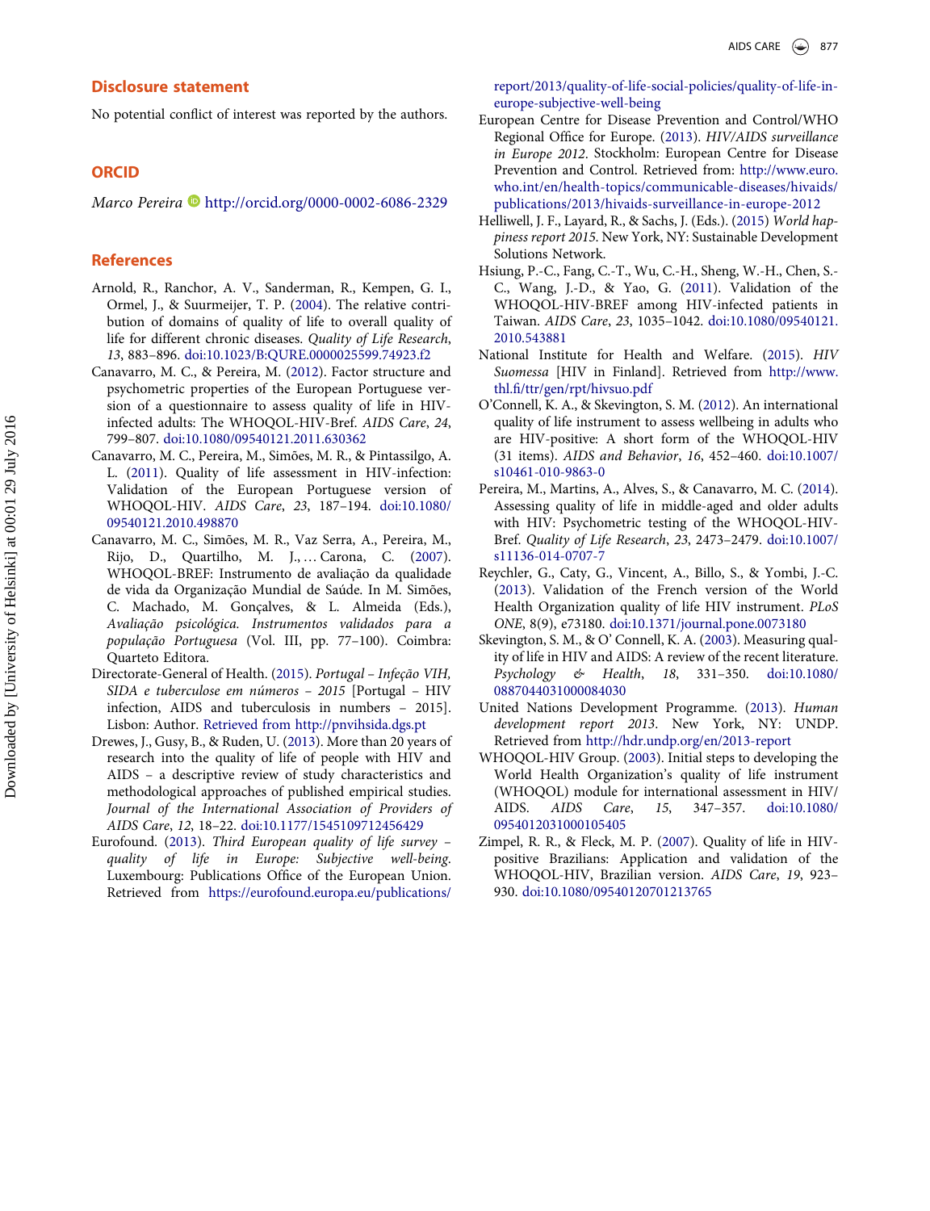## Disclosure statement

No potential conflict of interest was reported by the authors.

## ORCID

*Marco Pereira* http://orcid.org/0000-0002-6086-2329

## References

Arnold, R., Ranchor, A. V., Sanderman, R., Kempen, G. I., Ormel, J., & Suurmeijer, T. P. (2004). The relative contribution of domains of quality of life to overall quality of life for different chronic diseases. *Quality of Life Research*, *13*, 883–896. doi:10.1023/B:QURE.0000025599.74923.f2

Canavarro, M. C., & Pereira, M. (2012). Factor structure and psychometric properties of the European Portuguese version of a questionnaire to assess quality of life in HIV-infected adults: The WHOQOL-HIV-Bref. *AIDS Care*, *24*, 799–807. doi:10.1080/09540121.2011.630362

Canavarro, M. C., Pereira, M., Simões, M. R., & Pintassilgo, A. L. (2011). Quality of life assessment in HIV-infection: Validation of the European Portuguese version of WHOQOL-HIV. *AIDS Care*, *23*, 187–194. doi:10.1080/09540121.2010.498870

Canavarro, M. C., Simões, M. R., Vaz Serra, A., Pereira, M., Rijo, D., Quartilho, M. J., … Carona, C. (2007). WHOQOL-BREF: Instrumento de avaliação da qualidade de vida da Organização Mundial de Saúde. In M. Simões, C. Machado, M. Gonçalves, & L. Almeida (Eds.), *Avaliação psicológica. Instrumentos validados para a população Portuguesa* (Vol. III, pp. 77–100). Coimbra: Quarteto Editora.

Directorate-General of Health. (2015). *Portugal – Infeção VIH, SIDA e tuberculose em números – 2015* [Portugal – HIV infection, AIDS and tuberculosis in numbers – 2015]. Lisbon: Author. Retrieved from http://pnvihsida.dgs.pt

Drewes, J., Gusy, B., & Ruden, U. (2013). More than 20 years of research into the quality of life of people with HIV and AIDS – a descriptive review of study characteristics and methodological approaches of published empirical studies. *Journal of the International Association of Providers of AIDS Care*, *12*, 18–22. doi:10.1177/1545109712456429

Eurofound. (2013). *Third European quality of life survey – quality of life in Europe: Subjective well-being*. Luxembourg: Publications Office of the European Union. Retrieved from https://eurofound.europa.eu/publications/report/2013/quality-of-life-social-policies/quality-of-life-in-europe-subjective-well-being

European Centre for Disease Prevention and Control/WHO Regional Office for Europe. (2013). *HIV/AIDS surveillance in Europe 2012*. Stockholm: European Centre for Disease Prevention and Control. Retrieved from: http://www.euro.who.int/en/health-topics/communicable-diseases/hivaids/publications/2013/hivaids-surveillance-in-europe-2012

Helliwell, J. F., Layard, R., & Sachs, J. (Eds.). (2015) *World happiness report 2015*. New York, NY: Sustainable Development Solutions Network.

Hsiung, P.-C., Fang, C.-T., Wu, C.-H., Sheng, W.-H., Chen, S.-C., Wang, J.-D., & Yao, G. (2011). Validation of the WHOQOL-HIV-BREF among HIV-infected patients in Taiwan. *AIDS Care*, *23*, 1035–1042. doi:10.1080/09540121.2010.543881

National Institute for Health and Welfare. (2015). *HIV Suomessa* [HIV in Finland]. Retrieved from http://www.thl.fi/ttr/gen/rpt/hivsuo.pdf

O'Connell, K. A., & Skevington, S. M. (2012). An international quality of life instrument to assess wellbeing in adults who are HIV-positive: A short form of the WHOQOL-HIV (31 items). *AIDS and Behavior*, *16*, 452–460. doi:10.1007/s10461-010-9863-0

Pereira, M., Martins, A., Alves, S., & Canavarro, M. C. (2014). Assessing quality of life in middle-aged and older adults with HIV: Psychometric testing of the WHOQOL-HIV-Bref. *Quality of Life Research*, *23*, 2473–2479. doi:10.1007/s11136-014-0707-7

Reychler, G., Caty, G., Vincent, A., Billo, S., & Yombi, J.-C. (2013). Validation of the French version of the World Health Organization quality of life HIV instrument. *PLoS ONE*, 8(9), e73180. doi:10.1371/journal.pone.0073180

Skevington, S. M., & O' Connell, K. A. (2003). Measuring quality of life in HIV and AIDS: A review of the recent literature. *Psychology & Health*, *18*, 331–350. doi:10.1080/0887044031000084030

United Nations Development Programme. (2013). *Human development report 2013*. New York, NY: UNDP. Retrieved from http://hdr.undp.org/en/2013-report

WHOQOL-HIV Group. (2003). Initial steps to developing the World Health Organization's quality of life instrument (WHOQOL) module for international assessment in HIV/AIDS. *AIDS Care*, *15*, 347–357. doi:10.1080/0954012031000105405

Zimpel, R. R., & Fleck, M. P. (2007). Quality of life in HIV-positive Brazilians: Application and validation of the WHOQOL-HIV, Brazilian version. *AIDS Care*, *19*, 923–930. doi:10.1080/09540120701213765